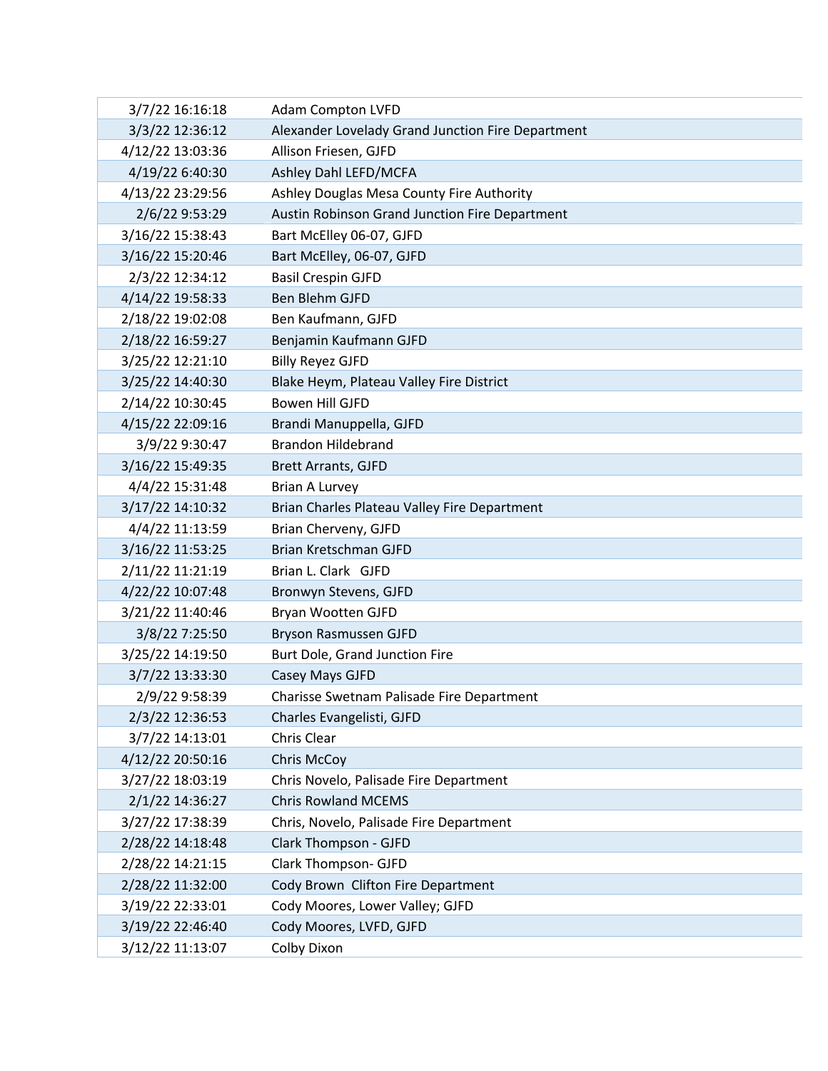| | |
|---|---|
| 3/7/22 16:16:18 | Adam Compton LVFD |
| 3/3/22 12:36:12 | Alexander Lovelady Grand Junction Fire Department |
| 4/12/22 13:03:36 | Allison Friesen, GJFD |
| 4/19/22 6:40:30 | Ashley Dahl LEFD/MCFA |
| 4/13/22 23:29:56 | Ashley Douglas Mesa County Fire Authority |
| 2/6/22 9:53:29 | Austin Robinson Grand Junction Fire Department |
| 3/16/22 15:38:43 | Bart McElley 06-07, GJFD |
| 3/16/22 15:20:46 | Bart McElley, 06-07, GJFD |
| 2/3/22 12:34:12 | Basil Crespin GJFD |
| 4/14/22 19:58:33 | Ben Blehm GJFD |
| 2/18/22 19:02:08 | Ben Kaufmann, GJFD |
| 2/18/22 16:59:27 | Benjamin Kaufmann GJFD |
| 3/25/22 12:21:10 | Billy Reyez GJFD |
| 3/25/22 14:40:30 | Blake Heym, Plateau Valley Fire District |
| 2/14/22 10:30:45 | Bowen Hill GJFD |
| 4/15/22 22:09:16 | Brandi Manuppella, GJFD |
| 3/9/22 9:30:47 | Brandon Hildebrand |
| 3/16/22 15:49:35 | Brett Arrants, GJFD |
| 4/4/22 15:31:48 | Brian A Lurvey |
| 3/17/22 14:10:32 | Brian Charles Plateau Valley Fire Department |
| 4/4/22 11:13:59 | Brian Cherveny, GJFD |
| 3/16/22 11:53:25 | Brian Kretschman GJFD |
| 2/11/22 11:21:19 | Brian L. Clark GJFD |
| 4/22/22 10:07:48 | Bronwyn Stevens, GJFD |
| 3/21/22 11:40:46 | Bryan Wootten GJFD |
| 3/8/22 7:25:50 | Bryson Rasmussen GJFD |
| 3/25/22 14:19:50 | Burt Dole, Grand Junction Fire |
| 3/7/22 13:33:30 | Casey Mays GJFD |
| 2/9/22 9:58:39 | Charisse Swetnam Palisade Fire Department |
| 2/3/22 12:36:53 | Charles Evangelisti, GJFD |
| 3/7/22 14:13:01 | Chris Clear |
| 4/12/22 20:50:16 | Chris McCoy |
| 3/27/22 18:03:19 | Chris Novelo, Palisade Fire Department |
| 2/1/22 14:36:27 | Chris Rowland MCEMS |
| 3/27/22 17:38:39 | Chris, Novelo, Palisade Fire Department |
| 2/28/22 14:18:48 | Clark Thompson - GJFD |
| 2/28/22 14:21:15 | Clark Thompson- GJFD |
| 2/28/22 11:32:00 | Cody Brown Clifton Fire Department |
| 3/19/22 22:33:01 | Cody Moores, Lower Valley; GJFD |
| 3/19/22 22:46:40 | Cody Moores, LVFD, GJFD |
| 3/12/22 11:13:07 | Colby Dixon |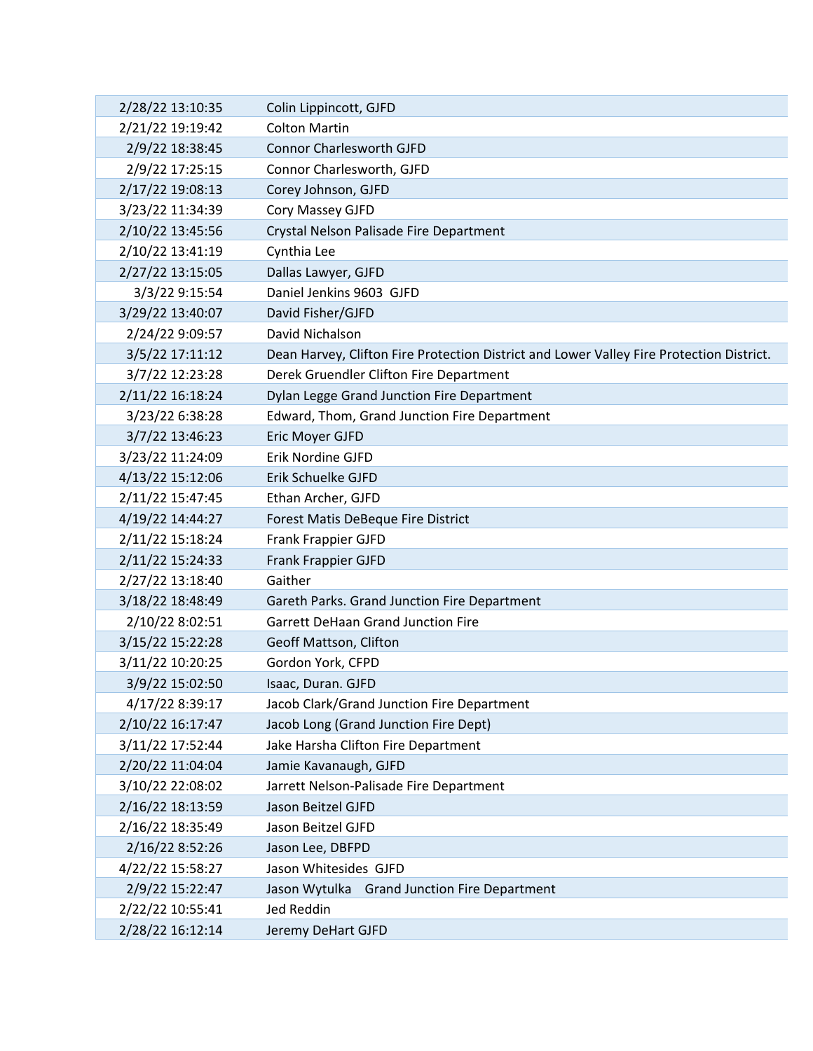| | |
|---|---|
| 2/28/22 13:10:35 | Colin Lippincott, GJFD |
| 2/21/22 19:19:42 | Colton Martin |
| 2/9/22 18:38:45 | Connor Charlesworth GJFD |
| 2/9/22 17:25:15 | Connor Charlesworth, GJFD |
| 2/17/22 19:08:13 | Corey Johnson, GJFD |
| 3/23/22 11:34:39 | Cory Massey GJFD |
| 2/10/22 13:45:56 | Crystal Nelson Palisade Fire Department |
| 2/10/22 13:41:19 | Cynthia Lee |
| 2/27/22 13:15:05 | Dallas Lawyer, GJFD |
| 3/3/22 9:15:54 | Daniel Jenkins 9603 GJFD |
| 3/29/22 13:40:07 | David Fisher/GJFD |
| 2/24/22 9:09:57 | David Nichalson |
| 3/5/22 17:11:12 | Dean Harvey, Clifton Fire Protection District and Lower Valley Fire Protection District. |
| 3/7/22 12:23:28 | Derek Gruendler Clifton Fire Department |
| 2/11/22 16:18:24 | Dylan Legge Grand Junction Fire Department |
| 3/23/22 6:38:28 | Edward, Thom, Grand Junction Fire Department |
| 3/7/22 13:46:23 | Eric Moyer GJFD |
| 3/23/22 11:24:09 | Erik Nordine GJFD |
| 4/13/22 15:12:06 | Erik Schuelke GJFD |
| 2/11/22 15:47:45 | Ethan Archer, GJFD |
| 4/19/22 14:44:27 | Forest Matis DeBeque Fire District |
| 2/11/22 15:18:24 | Frank Frappier GJFD |
| 2/11/22 15:24:33 | Frank Frappier GJFD |
| 2/27/22 13:18:40 | Gaither |
| 3/18/22 18:48:49 | Gareth Parks. Grand Junction Fire Department |
| 2/10/22 8:02:51 | Garrett DeHaan Grand Junction Fire |
| 3/15/22 15:22:28 | Geoff Mattson, Clifton |
| 3/11/22 10:20:25 | Gordon York, CFPD |
| 3/9/22 15:02:50 | Isaac, Duran. GJFD |
| 4/17/22 8:39:17 | Jacob Clark/Grand Junction Fire Department |
| 2/10/22 16:17:47 | Jacob Long (Grand Junction Fire Dept) |
| 3/11/22 17:52:44 | Jake Harsha Clifton Fire Department |
| 2/20/22 11:04:04 | Jamie Kavanaugh, GJFD |
| 3/10/22 22:08:02 | Jarrett Nelson-Palisade Fire Department |
| 2/16/22 18:13:59 | Jason Beitzel GJFD |
| 2/16/22 18:35:49 | Jason Beitzel GJFD |
| 2/16/22 8:52:26 | Jason Lee, DBFPD |
| 4/22/22 15:58:27 | Jason Whitesides GJFD |
| 2/9/22 15:22:47 | Jason Wytulka Grand Junction Fire Department |
| 2/22/22 10:55:41 | Jed Reddin |
| 2/28/22 16:12:14 | Jeremy DeHart GJFD |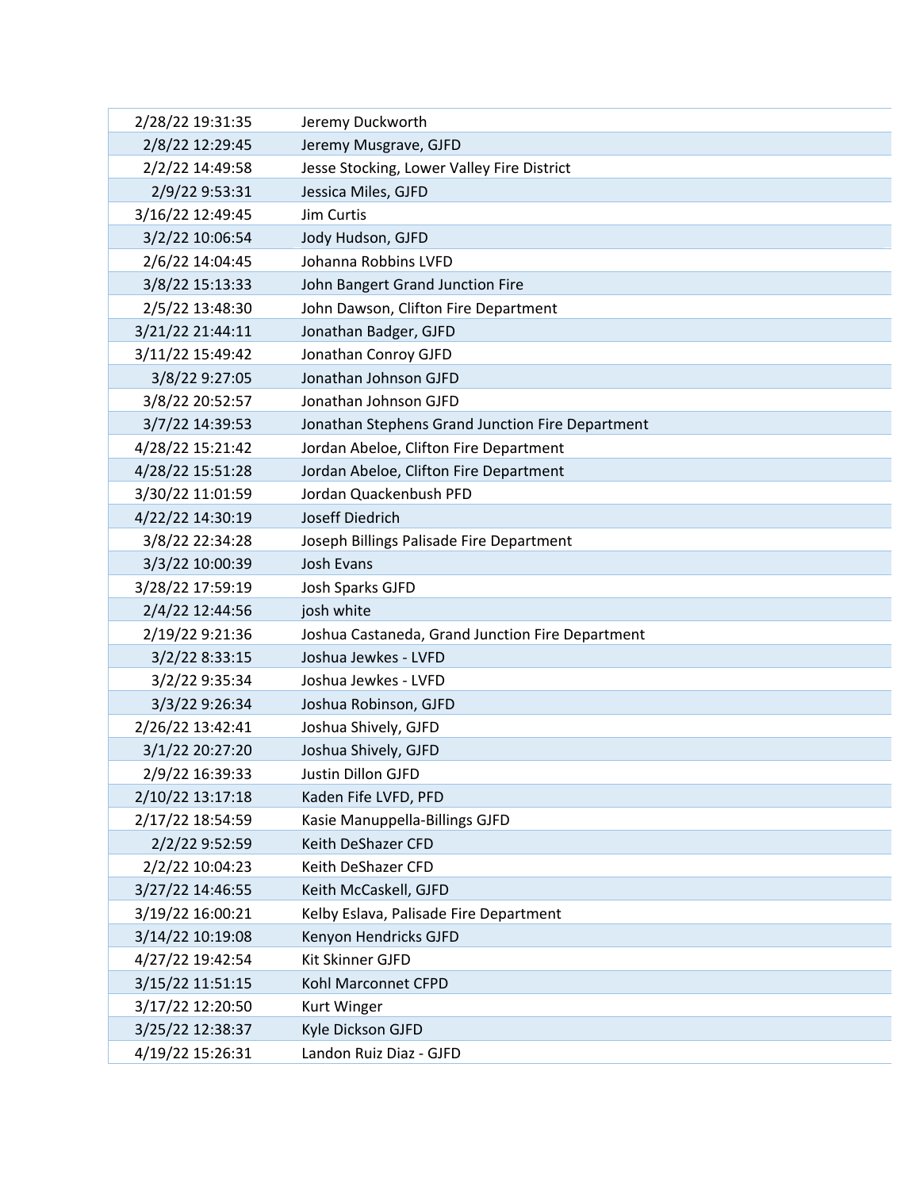| | |
|---|---|
| 2/28/22 19:31:35 | Jeremy Duckworth |
| 2/8/22 12:29:45 | Jeremy Musgrave, GJFD |
| 2/2/22 14:49:58 | Jesse Stocking, Lower Valley Fire District |
| 2/9/22 9:53:31 | Jessica Miles, GJFD |
| 3/16/22 12:49:45 | Jim Curtis |
| 3/2/22 10:06:54 | Jody Hudson, GJFD |
| 2/6/22 14:04:45 | Johanna Robbins LVFD |
| 3/8/22 15:13:33 | John Bangert Grand Junction Fire |
| 2/5/22 13:48:30 | John Dawson, Clifton Fire Department |
| 3/21/22 21:44:11 | Jonathan Badger, GJFD |
| 3/11/22 15:49:42 | Jonathan Conroy GJFD |
| 3/8/22 9:27:05 | Jonathan Johnson GJFD |
| 3/8/22 20:52:57 | Jonathan Johnson GJFD |
| 3/7/22 14:39:53 | Jonathan Stephens Grand Junction Fire Department |
| 4/28/22 15:21:42 | Jordan Abeloe, Clifton Fire Department |
| 4/28/22 15:51:28 | Jordan Abeloe, Clifton Fire Department |
| 3/30/22 11:01:59 | Jordan Quackenbush PFD |
| 4/22/22 14:30:19 | Joseff Diedrich |
| 3/8/22 22:34:28 | Joseph Billings Palisade Fire Department |
| 3/3/22 10:00:39 | Josh Evans |
| 3/28/22 17:59:19 | Josh Sparks GJFD |
| 2/4/22 12:44:56 | josh white |
| 2/19/22 9:21:36 | Joshua Castaneda, Grand Junction Fire Department |
| 3/2/22 8:33:15 | Joshua Jewkes - LVFD |
| 3/2/22 9:35:34 | Joshua Jewkes - LVFD |
| 3/3/22 9:26:34 | Joshua Robinson, GJFD |
| 2/26/22 13:42:41 | Joshua Shively, GJFD |
| 3/1/22 20:27:20 | Joshua Shively, GJFD |
| 2/9/22 16:39:33 | Justin Dillon GJFD |
| 2/10/22 13:17:18 | Kaden Fife LVFD, PFD |
| 2/17/22 18:54:59 | Kasie Manuppella-Billings GJFD |
| 2/2/22 9:52:59 | Keith DeShazer CFD |
| 2/2/22 10:04:23 | Keith DeShazer CFD |
| 3/27/22 14:46:55 | Keith McCaskell, GJFD |
| 3/19/22 16:00:21 | Kelby Eslava, Palisade Fire Department |
| 3/14/22 10:19:08 | Kenyon Hendricks GJFD |
| 4/27/22 19:42:54 | Kit Skinner GJFD |
| 3/15/22 11:51:15 | Kohl Marconnet CFPD |
| 3/17/22 12:20:50 | Kurt Winger |
| 3/25/22 12:38:37 | Kyle Dickson GJFD |
| 4/19/22 15:26:31 | Landon Ruiz Diaz - GJFD |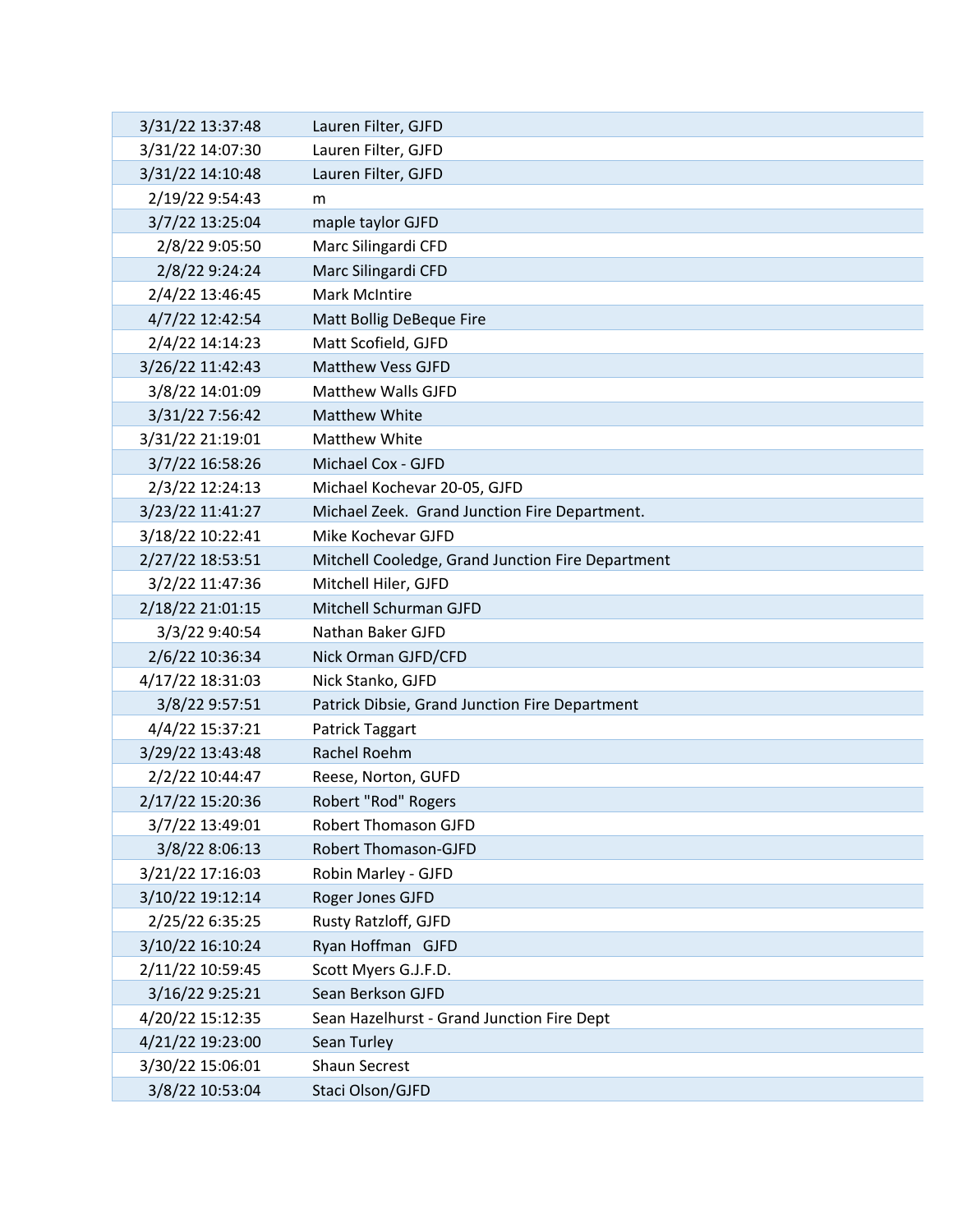| | |
|---|---|
| 3/31/22 13:37:48 | Lauren Filter, GJFD |
| 3/31/22 14:07:30 | Lauren Filter, GJFD |
| 3/31/22 14:10:48 | Lauren Filter, GJFD |
| 2/19/22 9:54:43 | m |
| 3/7/22 13:25:04 | maple taylor GJFD |
| 2/8/22 9:05:50 | Marc Silingardi CFD |
| 2/8/22 9:24:24 | Marc Silingardi CFD |
| 2/4/22 13:46:45 | Mark McIntire |
| 4/7/22 12:42:54 | Matt Bollig DeBeque Fire |
| 2/4/22 14:14:23 | Matt Scofield, GJFD |
| 3/26/22 11:42:43 | Matthew Vess GJFD |
| 3/8/22 14:01:09 | Matthew Walls GJFD |
| 3/31/22 7:56:42 | Matthew White |
| 3/31/22 21:19:01 | Matthew White |
| 3/7/22 16:58:26 | Michael Cox - GJFD |
| 2/3/22 12:24:13 | Michael Kochevar 20-05, GJFD |
| 3/23/22 11:41:27 | Michael Zeek.  Grand Junction Fire Department. |
| 3/18/22 10:22:41 | Mike Kochevar GJFD |
| 2/27/22 18:53:51 | Mitchell Cooledge, Grand Junction Fire Department |
| 3/2/22 11:47:36 | Mitchell Hiler, GJFD |
| 2/18/22 21:01:15 | Mitchell Schurman GJFD |
| 3/3/22 9:40:54 | Nathan Baker GJFD |
| 2/6/22 10:36:34 | Nick Orman GJFD/CFD |
| 4/17/22 18:31:03 | Nick Stanko, GJFD |
| 3/8/22 9:57:51 | Patrick Dibsie, Grand Junction Fire Department |
| 4/4/22 15:37:21 | Patrick Taggart |
| 3/29/22 13:43:48 | Rachel Roehm |
| 2/2/22 10:44:47 | Reese, Norton, GUFD |
| 2/17/22 15:20:36 | Robert "Rod" Rogers |
| 3/7/22 13:49:01 | Robert Thomason GJFD |
| 3/8/22 8:06:13 | Robert Thomason-GJFD |
| 3/21/22 17:16:03 | Robin Marley - GJFD |
| 3/10/22 19:12:14 | Roger Jones GJFD |
| 2/25/22 6:35:25 | Rusty Ratzloff, GJFD |
| 3/10/22 16:10:24 | Ryan Hoffman   GJFD |
| 2/11/22 10:59:45 | Scott Myers G.J.F.D. |
| 3/16/22 9:25:21 | Sean Berkson GJFD |
| 4/20/22 15:12:35 | Sean Hazelhurst - Grand Junction Fire Dept |
| 4/21/22 19:23:00 | Sean Turley |
| 3/30/22 15:06:01 | Shaun Secrest |
| 3/8/22 10:53:04 | Staci Olson/GJFD |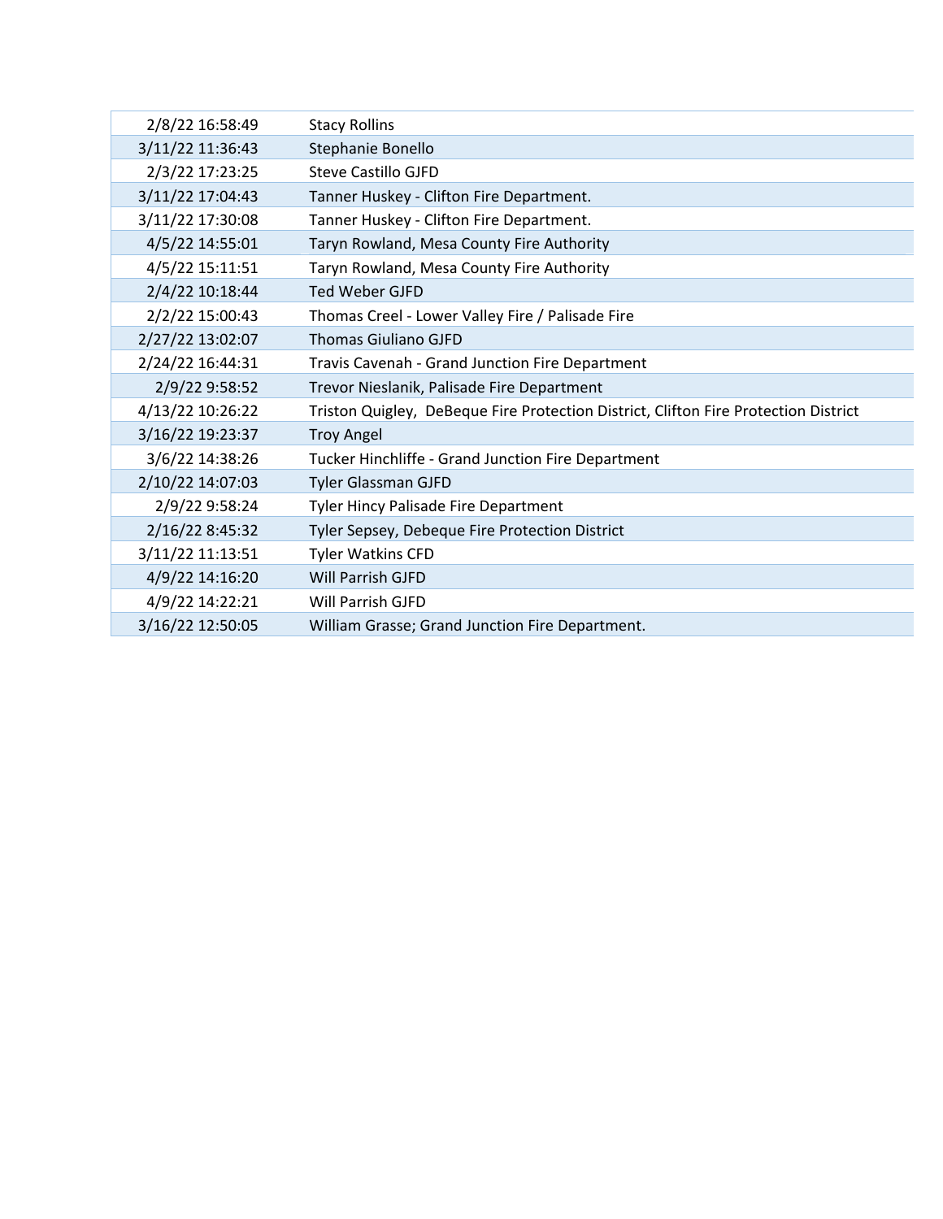| | |
|---|---|
| 2/8/22 16:58:49 | Stacy Rollins |
| 3/11/22 11:36:43 | Stephanie Bonello |
| 2/3/22 17:23:25 | Steve Castillo GJFD |
| 3/11/22 17:04:43 | Tanner Huskey - Clifton Fire Department. |
| 3/11/22 17:30:08 | Tanner Huskey - Clifton Fire Department. |
| 4/5/22 14:55:01 | Taryn Rowland, Mesa County Fire Authority |
| 4/5/22 15:11:51 | Taryn Rowland, Mesa County Fire Authority |
| 2/4/22 10:18:44 | Ted Weber GJFD |
| 2/2/22 15:00:43 | Thomas Creel - Lower Valley Fire / Palisade Fire |
| 2/27/22 13:02:07 | Thomas Giuliano GJFD |
| 2/24/22 16:44:31 | Travis Cavenah - Grand Junction Fire Department |
| 2/9/22 9:58:52 | Trevor Nieslanik, Palisade Fire Department |
| 4/13/22 10:26:22 | Triston Quigley, DeBeque Fire Protection District, Clifton Fire Protection District |
| 3/16/22 19:23:37 | Troy Angel |
| 3/6/22 14:38:26 | Tucker Hinchliffe - Grand Junction Fire Department |
| 2/10/22 14:07:03 | Tyler Glassman GJFD |
| 2/9/22 9:58:24 | Tyler Hincy Palisade Fire Department |
| 2/16/22 8:45:32 | Tyler Sepsey, Debeque Fire Protection District |
| 3/11/22 11:13:51 | Tyler Watkins CFD |
| 4/9/22 14:16:20 | Will Parrish GJFD |
| 4/9/22 14:22:21 | Will Parrish GJFD |
| 3/16/22 12:50:05 | William Grasse; Grand Junction Fire Department. |